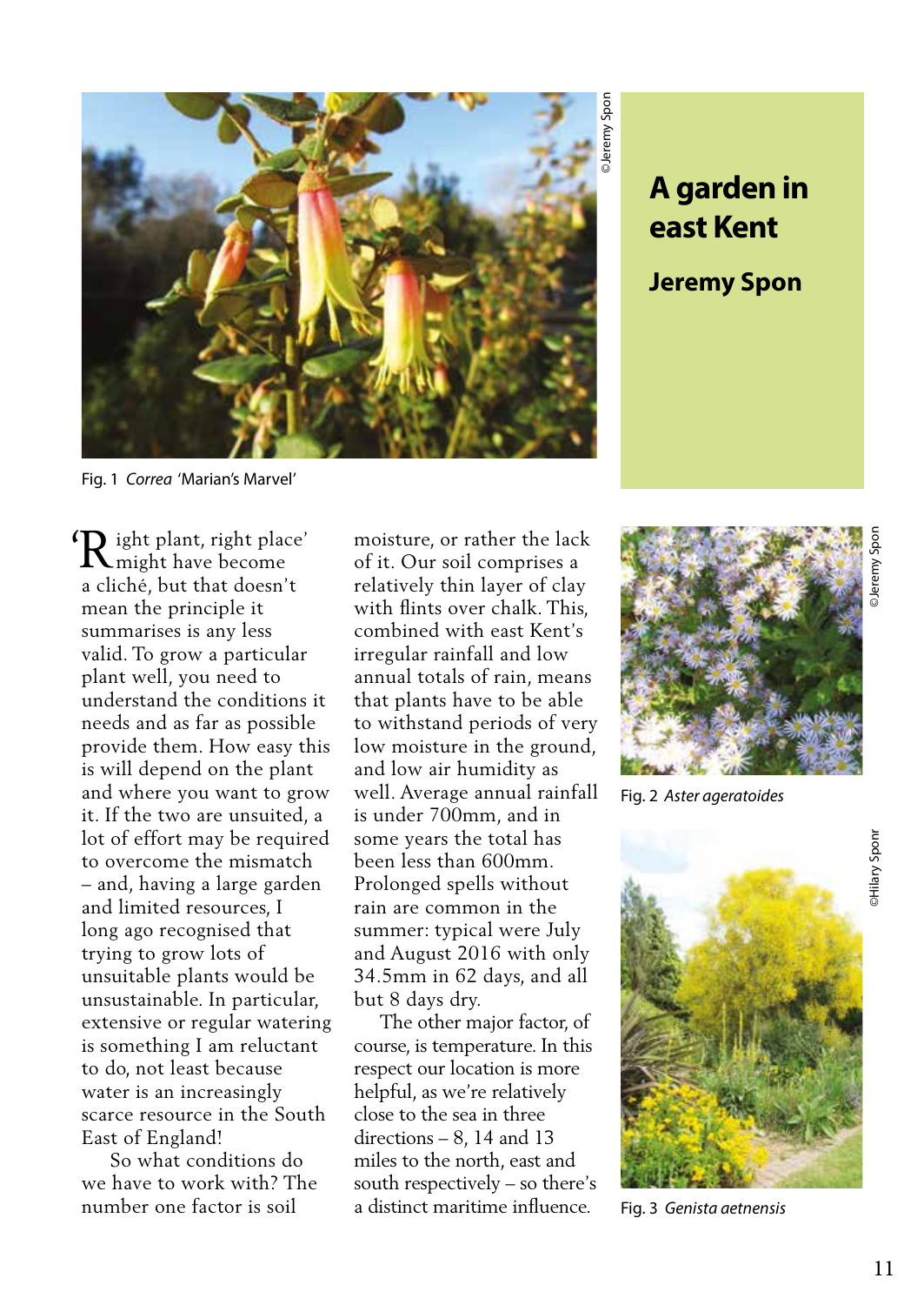# A garden in east Kent

## Jeremy Spon

Fig. 1 *Correa* 'Marian's Marvel'

'Right plant, right place' might have become a cliché, but that doesn't mean the principle it summarises is any less valid. To grow a particular plant well, you need to understand the conditions it needs and as far as possible provide them. How easy this is will depend on the plant and where you want to grow it. If the two are unsuited, a lot of effort may be required to overcome the mismatch – and, having a large garden and limited resources, I long ago recognised that trying to grow lots of unsuitable plants would be unsustainable. In particular, extensive or regular watering is something I am reluctant to do, not least because water is an increasingly scarce resource in the South East of England!

So what conditions do we have to work with? The number one factor is soil moisture, or rather the lack of it. Our soil comprises a relatively thin layer of clay with flints over chalk. This, combined with east Kent's irregular rainfall and low annual totals of rain, means that plants have to be able to withstand periods of very low moisture in the ground, and low air humidity as well. Average annual rainfall is under 700mm, and in some years the total has been less than 600mm. Prolonged spells without rain are common in the summer: typical were July and August 2016 with only 34.5mm in 62 days, and all but 8 days dry.

The other major factor, of course, is temperature. In this respect our location is more helpful, as we're relatively close to the sea in three directions – 8, 14 and 13 miles to the north, east and south respectively – so there's a distinct maritime influence.

Fig. 2 *Aster ageratoides*

Fig. 3 *Genista aetnensis*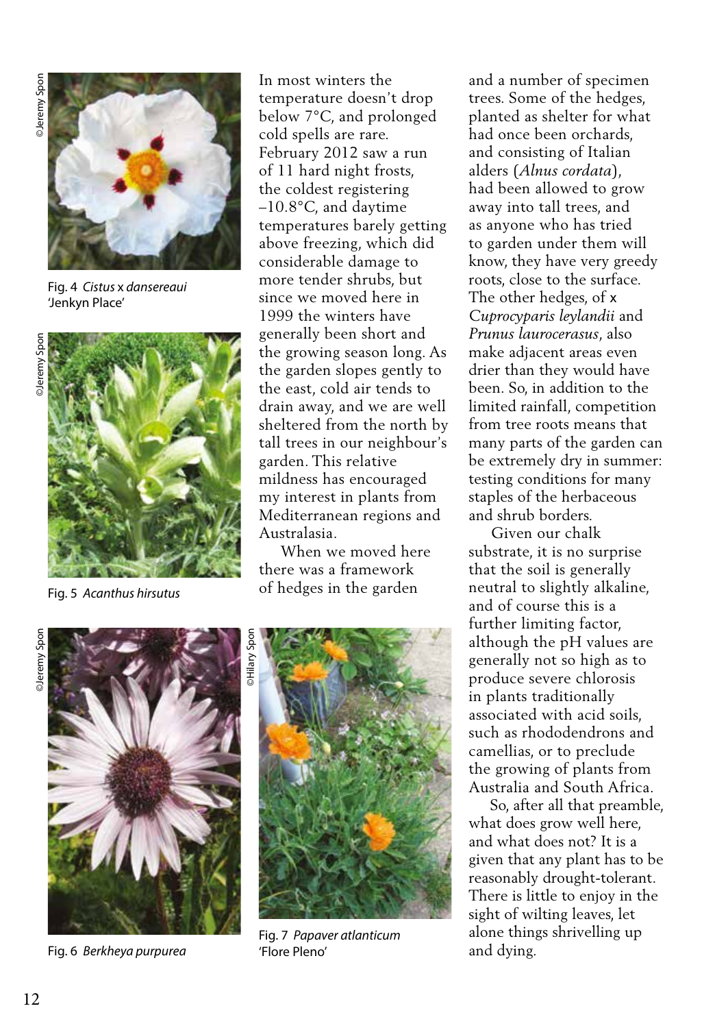Fig. 4 *Cistus* x *dansereaui* 'Jenkyn Place'

Fig. 5 *Acanthus hirsutus*

Fig. 6 *Berkheya purpurea*

Fig. 7 *Papaver atlanticum* 'Flore Pleno'

In most winters the temperature doesn't drop below 7°C, and prolonged cold spells are rare. February 2012 saw a run of 11 hard night frosts, the coldest registering –10.8°C, and daytime temperatures barely getting above freezing, which did considerable damage to more tender shrubs, but since we moved here in 1999 the winters have generally been short and the growing season long. As the garden slopes gently to the east, cold air tends to drain away, and we are well sheltered from the north by tall trees in our neighbour's garden. This relative mildness has encouraged my interest in plants from Mediterranean regions and Australasia.

When we moved here there was a framework of hedges in the garden and a number of specimen trees. Some of the hedges, planted as shelter for what had once been orchards, and consisting of Italian alders (*Alnus cordata*), had been allowed to grow away into tall trees, and as anyone who has tried to garden under them will know, they have very greedy roots, close to the surface. The other hedges, of x *Cuprocyparis leylandii* and *Prunus laurocerasus*, also make adjacent areas even drier than they would have been. So, in addition to the limited rainfall, competition from tree roots means that many parts of the garden can be extremely dry in summer: testing conditions for many staples of the herbaceous and shrub borders.

Given our chalk substrate, it is no surprise that the soil is generally neutral to slightly alkaline, and of course this is a further limiting factor, although the pH values are generally not so high as to produce severe chlorosis in plants traditionally associated with acid soils, such as rhododendrons and camellias, or to preclude the growing of plants from Australia and South Africa.

So, after all that preamble, what does grow well here, and what does not? It is a given that any plant has to be reasonably drought-tolerant. There is little to enjoy in the sight of wilting leaves, let alone things shrivelling up and dying.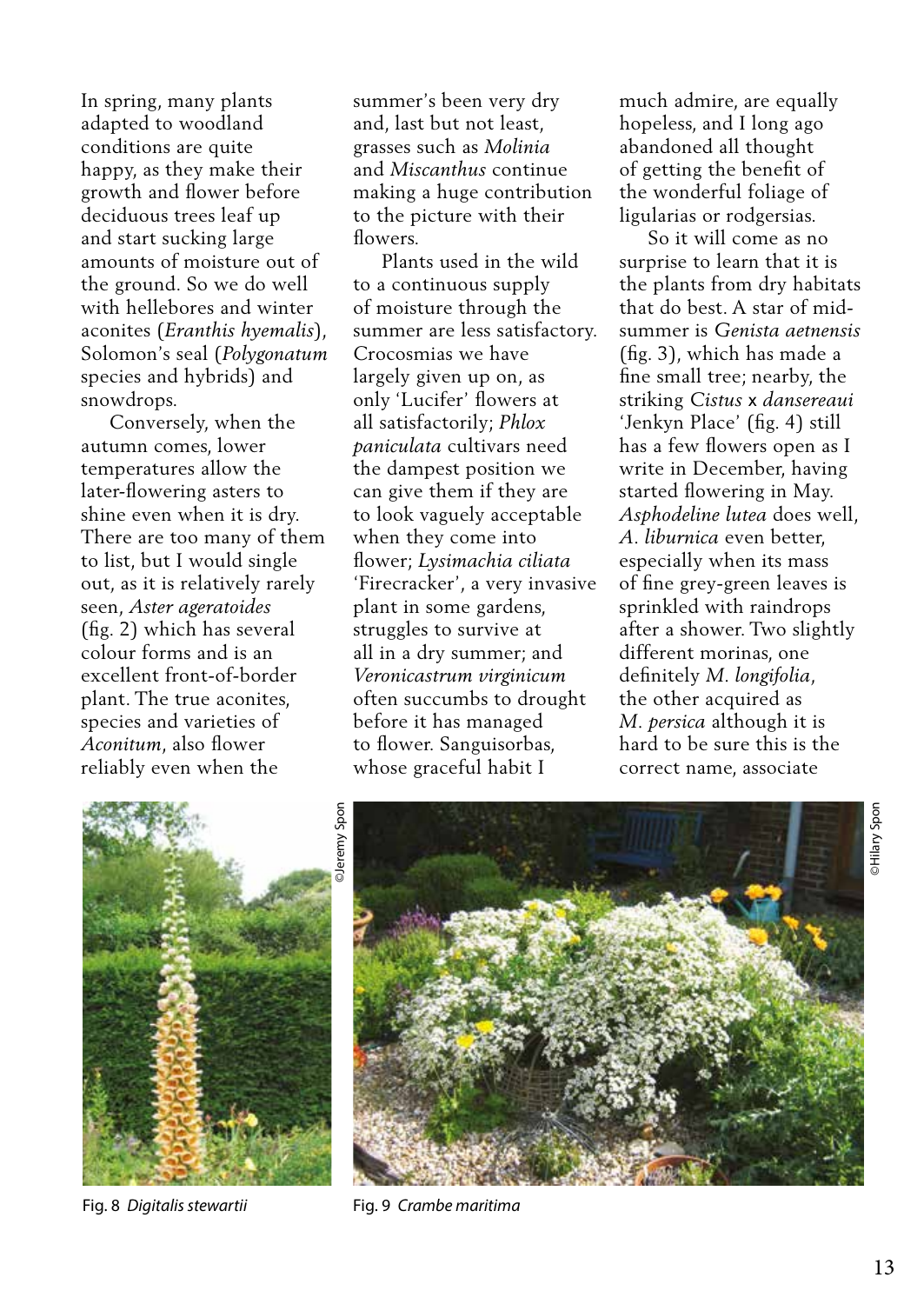In spring, many plants adapted to woodland conditions are quite happy, as they make their growth and flower before deciduous trees leaf up and start sucking large amounts of moisture out of the ground. So we do well with hellebores and winter aconites (*Eranthis hyemalis*), Solomon's seal (*Polygonatum* species and hybrids) and snowdrops.

Conversely, when the autumn comes, lower temperatures allow the later-flowering asters to shine even when it is dry. There are too many of them to list, but I would single out, as it is relatively rarely seen, *Aster ageratoides* (fig. 2) which has several colour forms and is an excellent front-of-border plant. The true aconites, species and varieties of *Aconitum*, also flower reliably even when the summer's been very dry and, last but not least, grasses such as *Molinia* and *Miscanthus* continue making a huge contribution to the picture with their flowers.

Plants used in the wild to a continuous supply of moisture through the summer are less satisfactory. Crocosmias we have largely given up on, as only 'Lucifer' flowers at all satisfactorily; *Phlox paniculata* cultivars need the dampest position we can give them if they are to look vaguely acceptable when they come into flower; *Lysimachia ciliata* 'Firecracker', a very invasive plant in some gardens, struggles to survive at all in a dry summer; and *Veronicastrum virginicum* often succumbs to drought before it has managed to flower. Sanguisorbas, whose graceful habit I much admire, are equally hopeless, and I long ago abandoned all thought of getting the benefit of the wonderful foliage of ligularias or rodgersias.

So it will come as no surprise to learn that it is the plants from dry habitats that do best. A star of mid-summer is *Genista aetnensis* (fig. 3), which has made a fine small tree; nearby, the striking *Cistus* x *dansereaui* 'Jenkyn Place' (fig. 4) still has a few flowers open as I write in December, having started flowering in May. *Asphodeline lutea* does well, *A. liburnica* even better, especially when its mass of fine grey-green leaves is sprinkled with raindrops after a shower. Two slightly different morinas, one definitely *M. longifolia*, the other acquired as *M. persica* although it is hard to be sure this is the correct name, associate

©Jeremy Spon

Fig. 8 *Digitalis stewartii*

©Hilary Spon

Fig. 9 *Crambe maritima*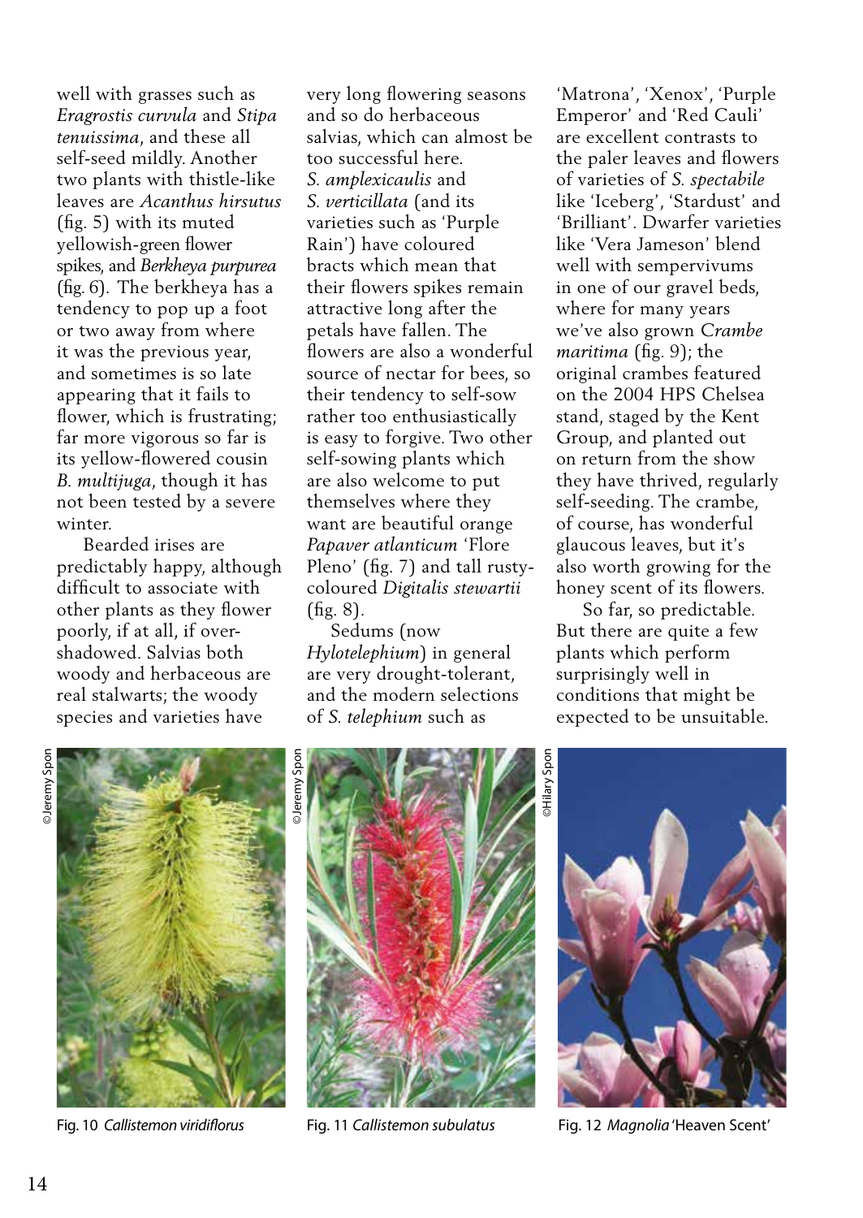well with grasses such as *Eragrostis curvula* and *Stipa tenuissima*, and these all self-seed mildly. Another two plants with thistle-like leaves are *Acanthus hirsutus* (fig. 5) with its muted yellowish-green flower spikes, and *Berkheya purpurea* (fig. 6). The berkheya has a tendency to pop up a foot or two away from where it was the previous year, and sometimes is so late appearing that it fails to flower, which is frustrating; far more vigorous so far is its yellow-flowered cousin *B. multijuga*, though it has not been tested by a severe winter.

Bearded irises are predictably happy, although difficult to associate with other plants as they flower poorly, if at all, if over-shadowed. Salvias both woody and herbaceous are real stalwarts; the woody species and varieties have very long flowering seasons and so do herbaceous salvias, which can almost be too successful here. *S. amplexicaulis* and *S. verticillata* (and its varieties such as 'Purple Rain') have coloured bracts which mean that their flowers spikes remain attractive long after the petals have fallen. The flowers are also a wonderful source of nectar for bees, so their tendency to self-sow rather too enthusiastically is easy to forgive. Two other self-sowing plants which are also welcome to put themselves where they want are beautiful orange *Papaver atlanticum* 'Flore Pleno' (fig. 7) and tall rusty-coloured *Digitalis stewartii* (fig. 8).

Sedums (now *Hylotelephium*) in general are very drought-tolerant, and the modern selections of *S. telephium* such as 'Matrona', 'Xenox', 'Purple Emperor' and 'Red Cauli' are excellent contrasts to the paler leaves and flowers of varieties of *S. spectabile* like 'Iceberg', 'Stardust' and 'Brilliant'. Dwarfer varieties like 'Vera Jameson' blend well with sempervivums in one of our gravel beds, where for many years we've also grown *Crambe maritima* (fig. 9); the original crambes featured on the 2004 HPS Chelsea stand, staged by the Kent Group, and planted out on return from the show they have thrived, regularly self-seeding. The crambe, of course, has wonderful glaucous leaves, but it's also worth growing for the honey scent of its flowers.

So far, so predictable. But there are quite a few plants which perform surprisingly well in conditions that might be expected to be unsuitable.

©Jeremy Spon

Fig. 10 *Callistemon viridiflorus*

©Jeremy Spon

Fig. 11 *Callistemon subulatus*

©Hilary Spon

Fig. 12 *Magnolia* 'Heaven Scent'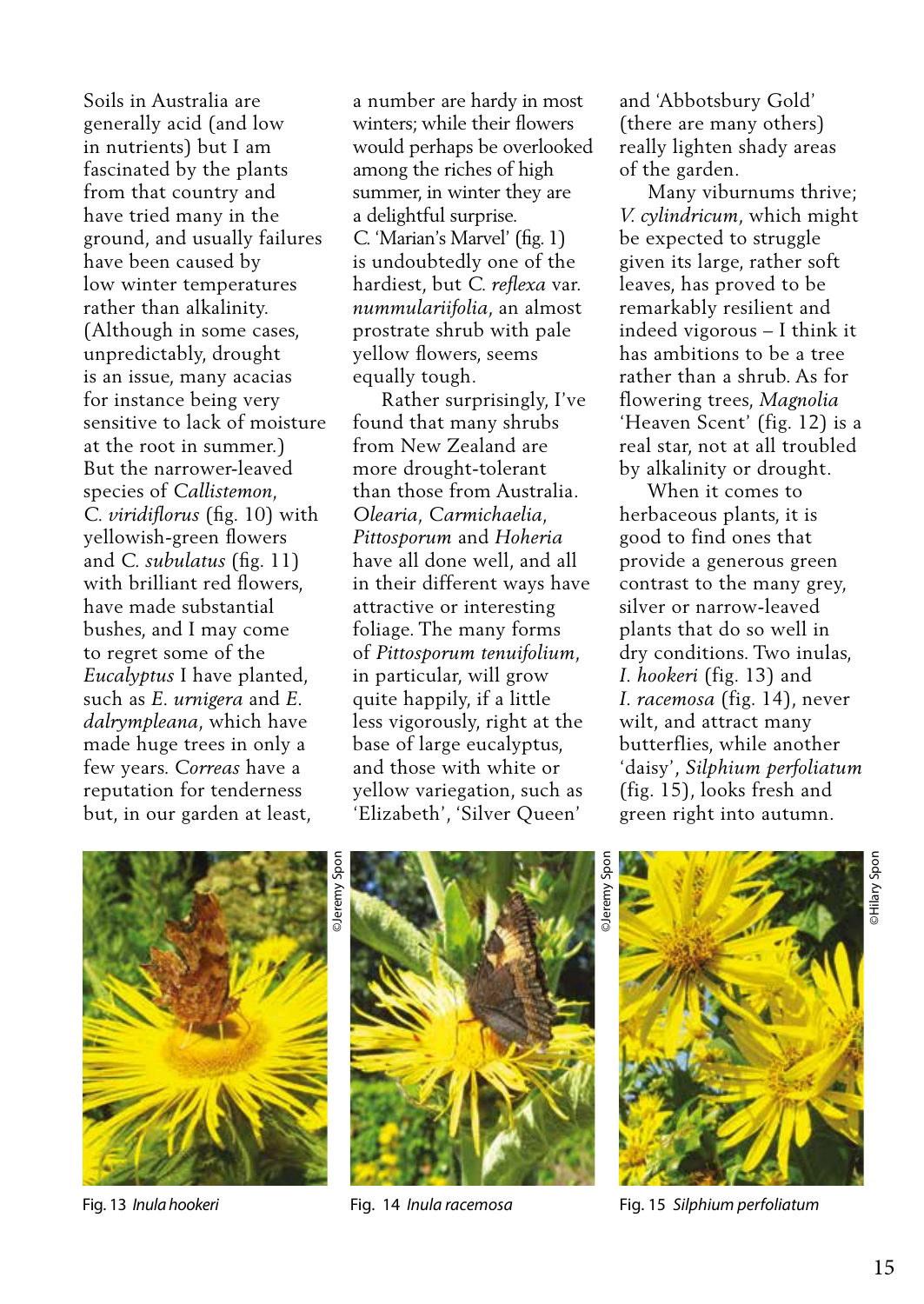Soils in Australia are generally acid (and low in nutrients) but I am fascinated by the plants from that country and have tried many in the ground, and usually failures have been caused by low winter temperatures rather than alkalinity. (Although in some cases, unpredictably, drought is an issue, many acacias for instance being very sensitive to lack of moisture at the root in summer.) But the narrower-leaved species of *Callistemon*, *C. viridiflorus* (fig. 10) with yellowish-green flowers and *C. subulatus* (fig. 11) with brilliant red flowers, have made substantial bushes, and I may come to regret some of the *Eucalyptus* I have planted, such as *E. urnigera* and *E. dalrympleana*, which have made huge trees in only a few years. *Correas* have a reputation for tenderness but, in our garden at least, a number are hardy in most winters; while their flowers would perhaps be overlooked among the riches of high summer, in winter they are a delightful surprise. *C.* 'Marian's Marvel' (fig. 1) is undoubtedly one of the hardiest, but *C. reflexa* var. *nummulariifolia*, an almost prostrate shrub with pale yellow flowers, seems equally tough.

Rather surprisingly, I've found that many shrubs from New Zealand are more drought-tolerant than those from Australia. *Olearia*, *Carmichaelia*, *Pittosporum* and *Hoheria* have all done well, and all in their different ways have attractive or interesting foliage. The many forms of *Pittosporum tenuifolium*, in particular, will grow quite happily, if a little less vigorously, right at the base of large eucalyptus, and those with white or yellow variegation, such as 'Elizabeth', 'Silver Queen' and 'Abbotsbury Gold' (there are many others) really lighten shady areas of the garden.

Many viburnums thrive; *V. cylindricum*, which might be expected to struggle given its large, rather soft leaves, has proved to be remarkably resilient and indeed vigorous – I think it has ambitions to be a tree rather than a shrub. As for flowering trees, *Magnolia* 'Heaven Scent' (fig. 12) is a real star, not at all troubled by alkalinity or drought.

When it comes to herbaceous plants, it is good to find ones that provide a generous green contrast to the many grey, silver or narrow-leaved plants that do so well in dry conditions. Two inulas, *I. hookeri* (fig. 13) and *I. racemosa* (fig. 14), never wilt, and attract many butterflies, while another 'daisy', *Silphium perfoliatum* (fig. 15), looks fresh and green right into autumn.

©Jeremy Spon

Fig. 13 *Inula hookeri*

©Jeremy Spon

Fig. 14 *Inula racemosa*

©Hilary Spon

Fig. 15 *Silphium perfoliatum*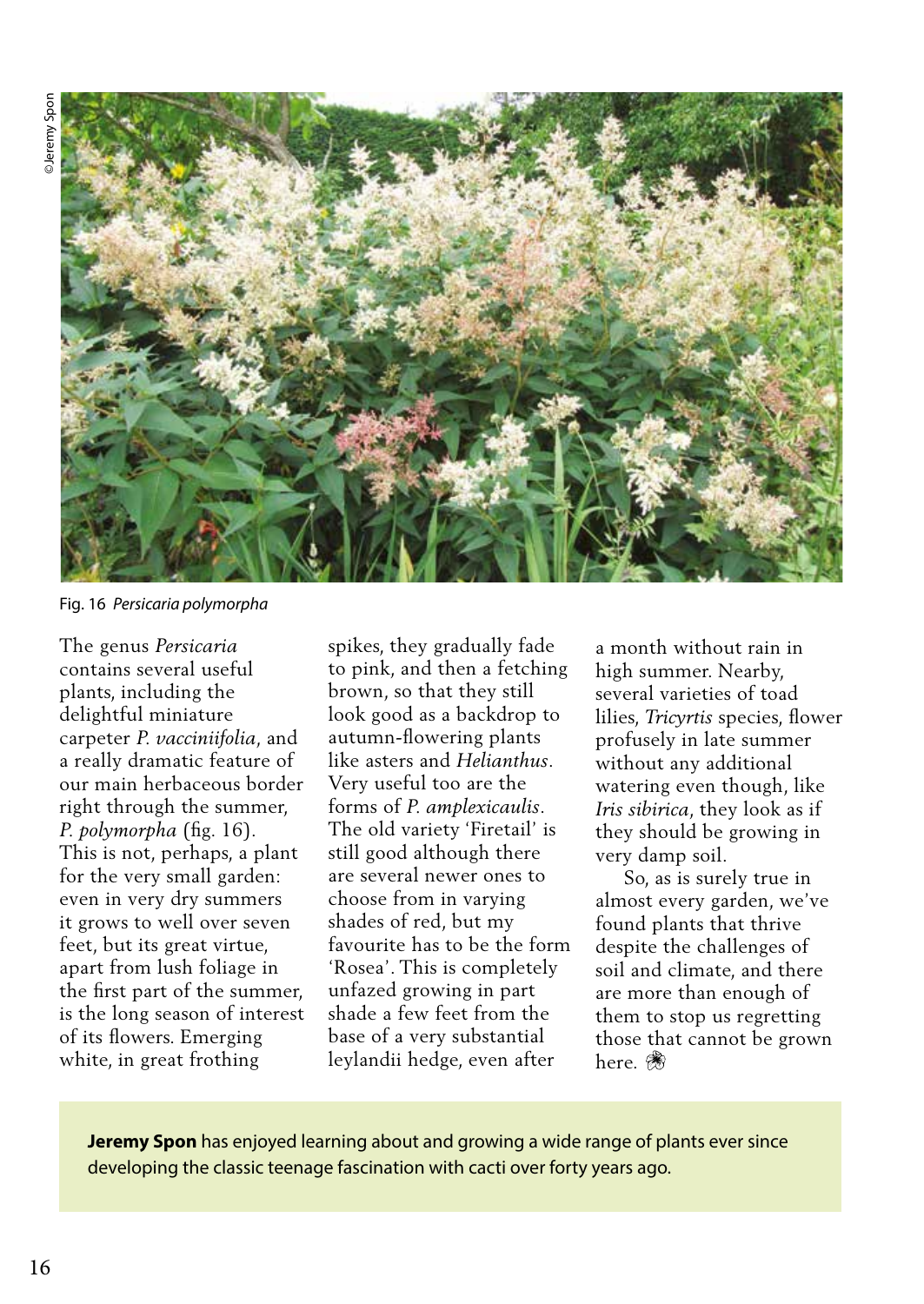Fig. 16 *Persicaria polymorpha*

The genus *Persicaria* contains several useful plants, including the delightful miniature carpeter *P. vacciniifolia*, and a really dramatic feature of our main herbaceous border right through the summer, *P. polymorpha* (fig. 16). This is not, perhaps, a plant for the very small garden: even in very dry summers it grows to well over seven feet, but its great virtue, apart from lush foliage in the first part of the summer, is the long season of interest of its flowers. Emerging white, in great frothing spikes, they gradually fade to pink, and then a fetching brown, so that they still look good as a backdrop to autumn-flowering plants like asters and *Helianthus*. Very useful too are the forms of *P. amplexicaulis*. The old variety 'Firetail' is still good although there are several newer ones to choose from in varying shades of red, but my favourite has to be the form 'Rosea'. This is completely unfazed growing in part shade a few feet from the base of a very substantial leylandii hedge, even after a month without rain in high summer. Nearby, several varieties of toad lilies, *Tricyrtis* species, flower profusely in late summer without any additional watering even though, like *Iris sibirica*, they look as if they should be growing in very damp soil.

So, as is surely true in almost every garden, we've found plants that thrive despite the challenges of soil and climate, and there are more than enough of them to stop us regretting those that cannot be grown here. ❀

**Jeremy Spon** has enjoyed learning about and growing a wide range of plants ever since developing the classic teenage fascination with cacti over forty years ago.